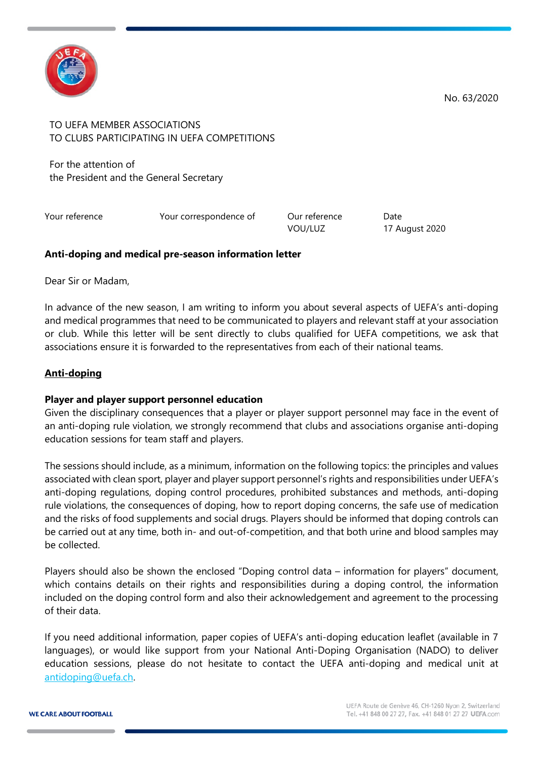No. 63/2020

TO UEFA MEMBER ASSOCIATIONS
TO CLUBS PARTICIPATING IN UEFA COMPETITIONS

For the attention of
the President and the General Secretary

| Your reference | Your correspondence of | Our reference | Date |
| --- | --- | --- | --- |
| | | VOU/LUZ | 17 August 2020 |

**Anti-doping and medical pre-season information letter**

Dear Sir or Madam,

In advance of the new season, I am writing to inform you about several aspects of UEFA's anti-doping and medical programmes that need to be communicated to players and relevant staff at your association or club. While this letter will be sent directly to clubs qualified for UEFA competitions, we ask that associations ensure it is forwarded to the representatives from each of their national teams.

## Anti-doping

### Player and player support personnel education

Given the disciplinary consequences that a player or player support personnel may face in the event of an anti-doping rule violation, we strongly recommend that clubs and associations organise anti-doping education sessions for team staff and players.

The sessions should include, as a minimum, information on the following topics: the principles and values associated with clean sport, player and player support personnel's rights and responsibilities under UEFA's anti-doping regulations, doping control procedures, prohibited substances and methods, anti-doping rule violations, the consequences of doping, how to report doping concerns, the safe use of medication and the risks of food supplements and social drugs. Players should be informed that doping controls can be carried out at any time, both in- and out-of-competition, and that both urine and blood samples may be collected.

Players should also be shown the enclosed "Doping control data – information for players" document, which contains details on their rights and responsibilities during a doping control, the information included on the doping control form and also their acknowledgement and agreement to the processing of their data.

If you need additional information, paper copies of UEFA's anti-doping education leaflet (available in 7 languages), or would like support from your National Anti-Doping Organisation (NADO) to deliver education sessions, please do not hesitate to contact the UEFA anti-doping and medical unit at antidoping@uefa.ch.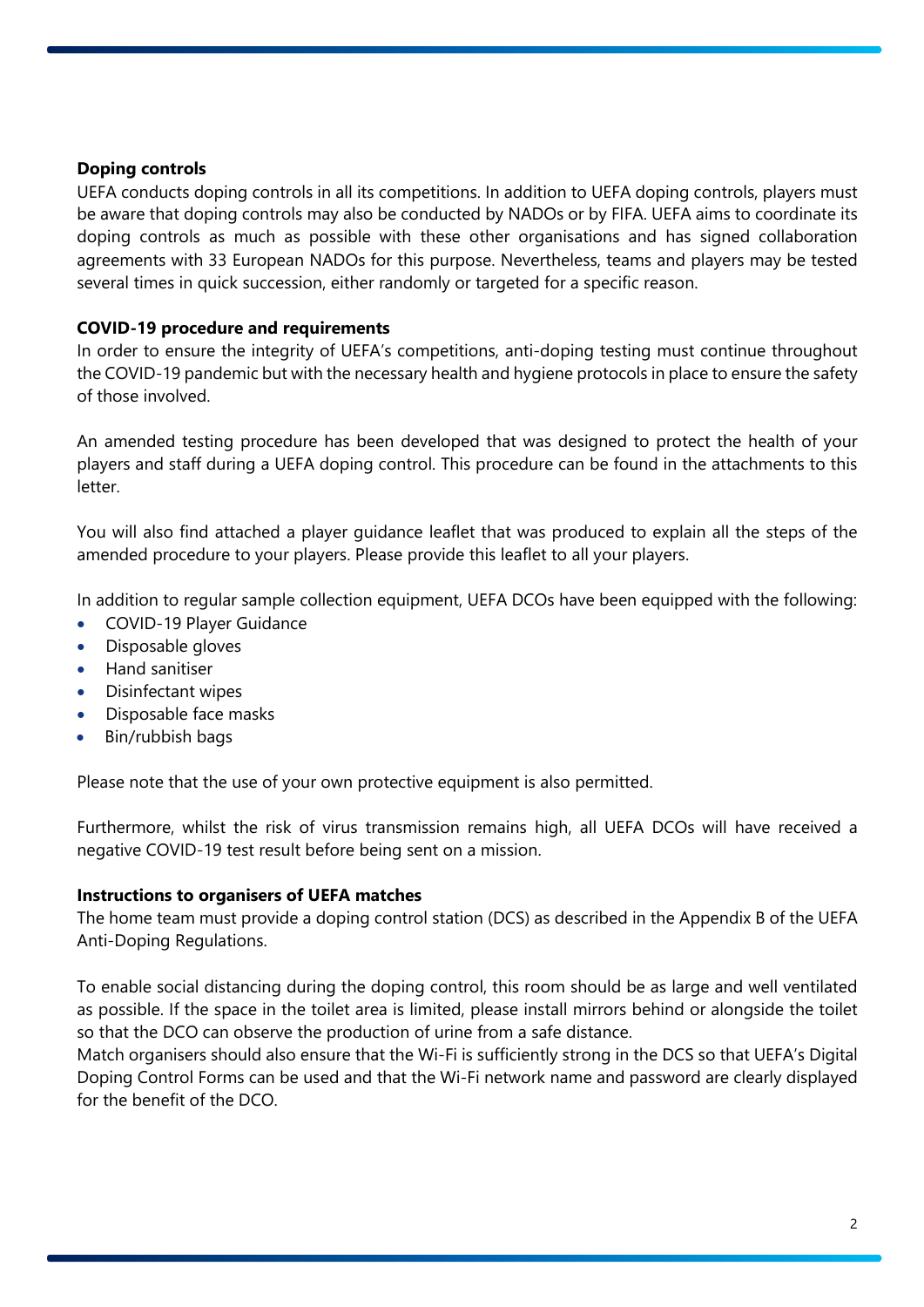**Doping controls**

UEFA conducts doping controls in all its competitions. In addition to UEFA doping controls, players must be aware that doping controls may also be conducted by NADOs or by FIFA. UEFA aims to coordinate its doping controls as much as possible with these other organisations and has signed collaboration agreements with 33 European NADOs for this purpose. Nevertheless, teams and players may be tested several times in quick succession, either randomly or targeted for a specific reason.

**COVID-19 procedure and requirements**

In order to ensure the integrity of UEFA's competitions, anti-doping testing must continue throughout the COVID-19 pandemic but with the necessary health and hygiene protocols in place to ensure the safety of those involved.

An amended testing procedure has been developed that was designed to protect the health of your players and staff during a UEFA doping control. This procedure can be found in the attachments to this letter.

You will also find attached a player guidance leaflet that was produced to explain all the steps of the amended procedure to your players. Please provide this leaflet to all your players.

In addition to regular sample collection equipment, UEFA DCOs have been equipped with the following:

- COVID-19 Player Guidance
- Disposable gloves
- Hand sanitiser
- Disinfectant wipes
- Disposable face masks
- Bin/rubbish bags

Please note that the use of your own protective equipment is also permitted.

Furthermore, whilst the risk of virus transmission remains high, all UEFA DCOs will have received a negative COVID-19 test result before being sent on a mission.

**Instructions to organisers of UEFA matches**

The home team must provide a doping control station (DCS) as described in the Appendix B of the UEFA Anti-Doping Regulations.

To enable social distancing during the doping control, this room should be as large and well ventilated as possible. If the space in the toilet area is limited, please install mirrors behind or alongside the toilet so that the DCO can observe the production of urine from a safe distance.
Match organisers should also ensure that the Wi-Fi is sufficiently strong in the DCS so that UEFA's Digital Doping Control Forms can be used and that the Wi-Fi network name and password are clearly displayed for the benefit of the DCO.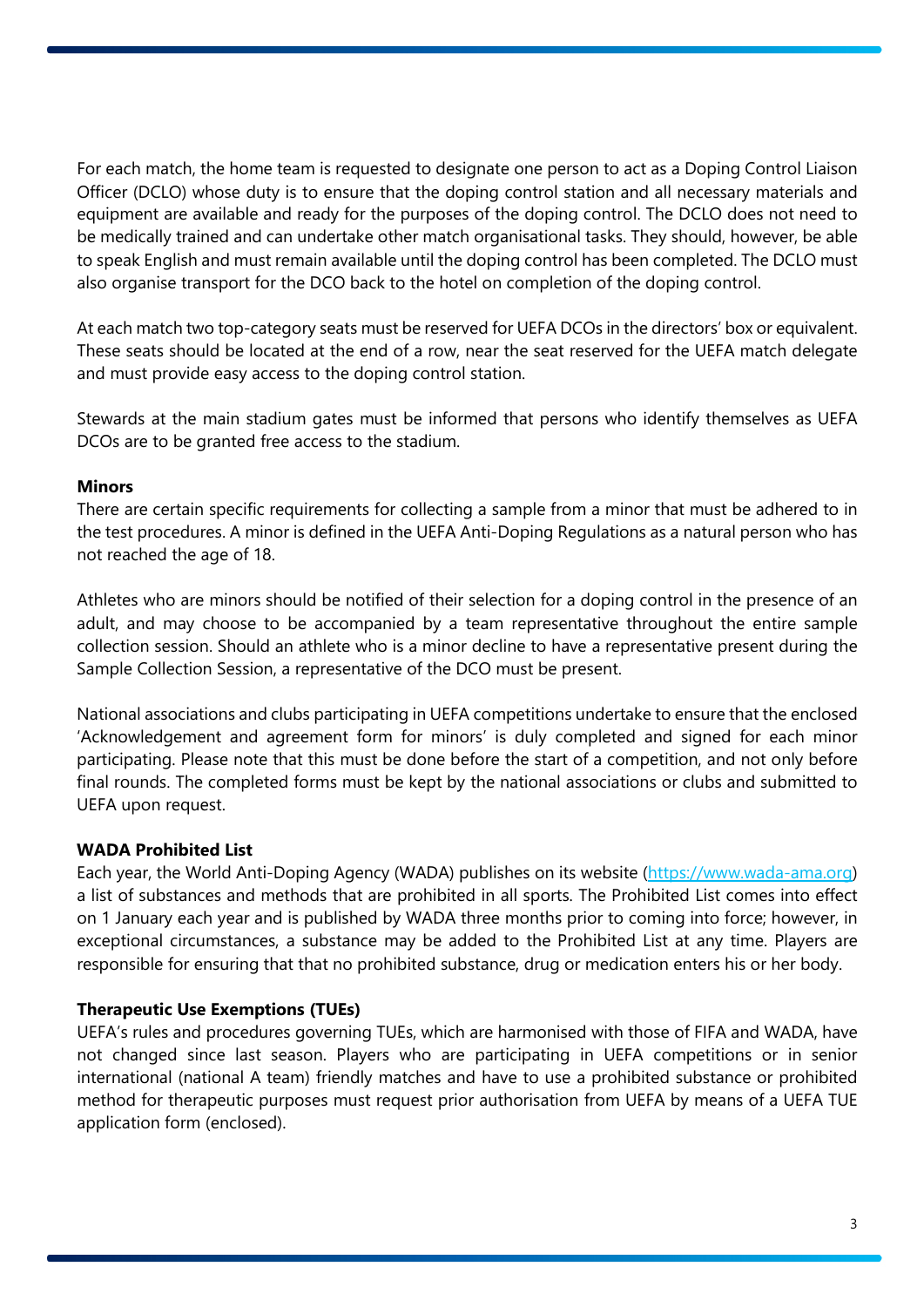For each match, the home team is requested to designate one person to act as a Doping Control Liaison Officer (DCLO) whose duty is to ensure that the doping control station and all necessary materials and equipment are available and ready for the purposes of the doping control. The DCLO does not need to be medically trained and can undertake other match organisational tasks. They should, however, be able to speak English and must remain available until the doping control has been completed. The DCLO must also organise transport for the DCO back to the hotel on completion of the doping control.

At each match two top-category seats must be reserved for UEFA DCOs in the directors' box or equivalent. These seats should be located at the end of a row, near the seat reserved for the UEFA match delegate and must provide easy access to the doping control station.

Stewards at the main stadium gates must be informed that persons who identify themselves as UEFA DCOs are to be granted free access to the stadium.

**Minors**

There are certain specific requirements for collecting a sample from a minor that must be adhered to in the test procedures. A minor is defined in the UEFA Anti-Doping Regulations as a natural person who has not reached the age of 18.

Athletes who are minors should be notified of their selection for a doping control in the presence of an adult, and may choose to be accompanied by a team representative throughout the entire sample collection session. Should an athlete who is a minor decline to have a representative present during the Sample Collection Session, a representative of the DCO must be present.

National associations and clubs participating in UEFA competitions undertake to ensure that the enclosed 'Acknowledgement and agreement form for minors' is duly completed and signed for each minor participating. Please note that this must be done before the start of a competition, and not only before final rounds. The completed forms must be kept by the national associations or clubs and submitted to UEFA upon request.

**WADA Prohibited List**

Each year, the World Anti-Doping Agency (WADA) publishes on its website (https://www.wada-ama.org) a list of substances and methods that are prohibited in all sports. The Prohibited List comes into effect on 1 January each year and is published by WADA three months prior to coming into force; however, in exceptional circumstances, a substance may be added to the Prohibited List at any time. Players are responsible for ensuring that that no prohibited substance, drug or medication enters his or her body.

**Therapeutic Use Exemptions (TUEs)**

UEFA's rules and procedures governing TUEs, which are harmonised with those of FIFA and WADA, have not changed since last season. Players who are participating in UEFA competitions or in senior international (national A team) friendly matches and have to use a prohibited substance or prohibited method for therapeutic purposes must request prior authorisation from UEFA by means of a UEFA TUE application form (enclosed).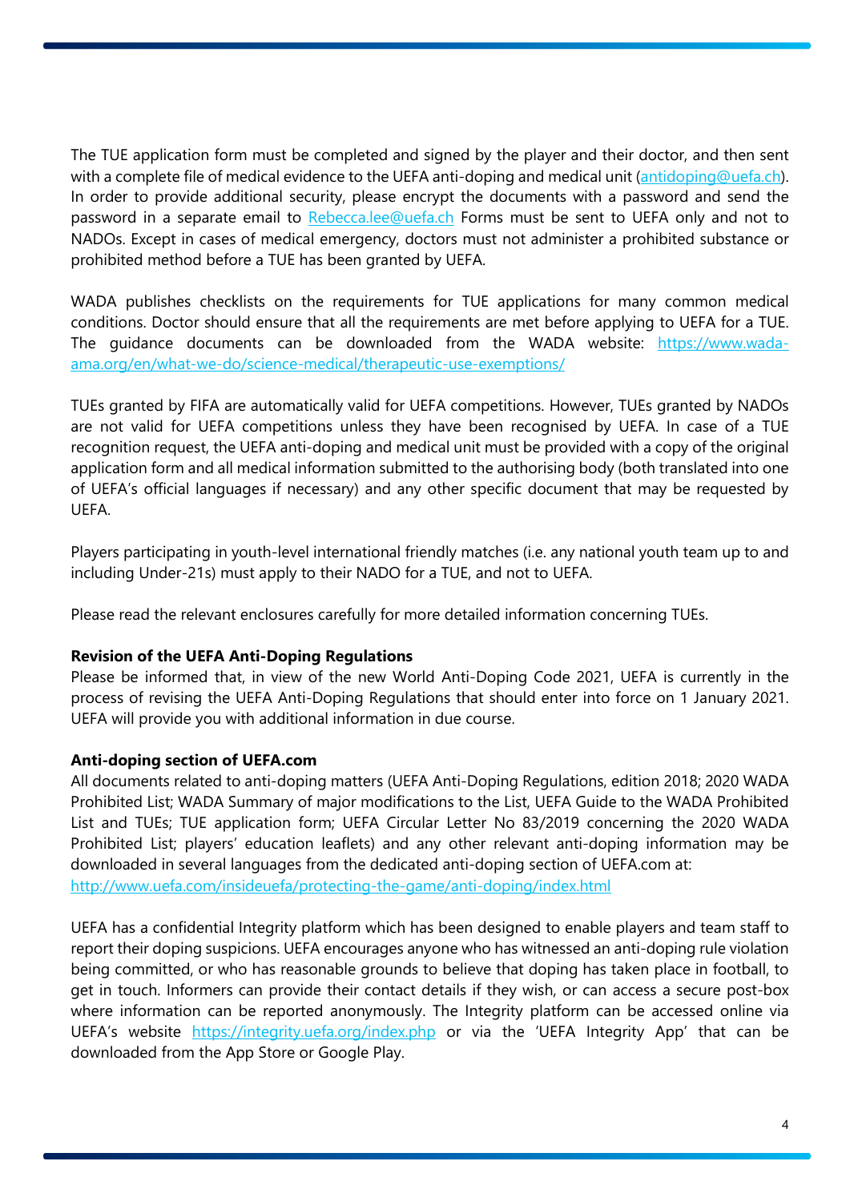The TUE application form must be completed and signed by the player and their doctor, and then sent with a complete file of medical evidence to the UEFA anti-doping and medical unit (antidoping@uefa.ch). In order to provide additional security, please encrypt the documents with a password and send the password in a separate email to Rebecca.lee@uefa.ch Forms must be sent to UEFA only and not to NADOs. Except in cases of medical emergency, doctors must not administer a prohibited substance or prohibited method before a TUE has been granted by UEFA.

WADA publishes checklists on the requirements for TUE applications for many common medical conditions. Doctor should ensure that all the requirements are met before applying to UEFA for a TUE. The guidance documents can be downloaded from the WADA website: https://www.wada-ama.org/en/what-we-do/science-medical/therapeutic-use-exemptions/

TUEs granted by FIFA are automatically valid for UEFA competitions. However, TUEs granted by NADOs are not valid for UEFA competitions unless they have been recognised by UEFA. In case of a TUE recognition request, the UEFA anti-doping and medical unit must be provided with a copy of the original application form and all medical information submitted to the authorising body (both translated into one of UEFA's official languages if necessary) and any other specific document that may be requested by UEFA.

Players participating in youth-level international friendly matches (i.e. any national youth team up to and including Under-21s) must apply to their NADO for a TUE, and not to UEFA.

Please read the relevant enclosures carefully for more detailed information concerning TUEs.

**Revision of the UEFA Anti-Doping Regulations**

Please be informed that, in view of the new World Anti-Doping Code 2021, UEFA is currently in the process of revising the UEFA Anti-Doping Regulations that should enter into force on 1 January 2021. UEFA will provide you with additional information in due course.

**Anti-doping section of UEFA.com**

All documents related to anti-doping matters (UEFA Anti-Doping Regulations, edition 2018; 2020 WADA Prohibited List; WADA Summary of major modifications to the List, UEFA Guide to the WADA Prohibited List and TUEs; TUE application form; UEFA Circular Letter No 83/2019 concerning the 2020 WADA Prohibited List; players' education leaflets) and any other relevant anti-doping information may be downloaded in several languages from the dedicated anti-doping section of UEFA.com at:
http://www.uefa.com/insideuefa/protecting-the-game/anti-doping/index.html

UEFA has a confidential Integrity platform which has been designed to enable players and team staff to report their doping suspicions. UEFA encourages anyone who has witnessed an anti-doping rule violation being committed, or who has reasonable grounds to believe that doping has taken place in football, to get in touch. Informers can provide their contact details if they wish, or can access a secure post-box where information can be reported anonymously. The Integrity platform can be accessed online via UEFA's website https://integrity.uefa.org/index.php or via the 'UEFA Integrity App' that can be downloaded from the App Store or Google Play.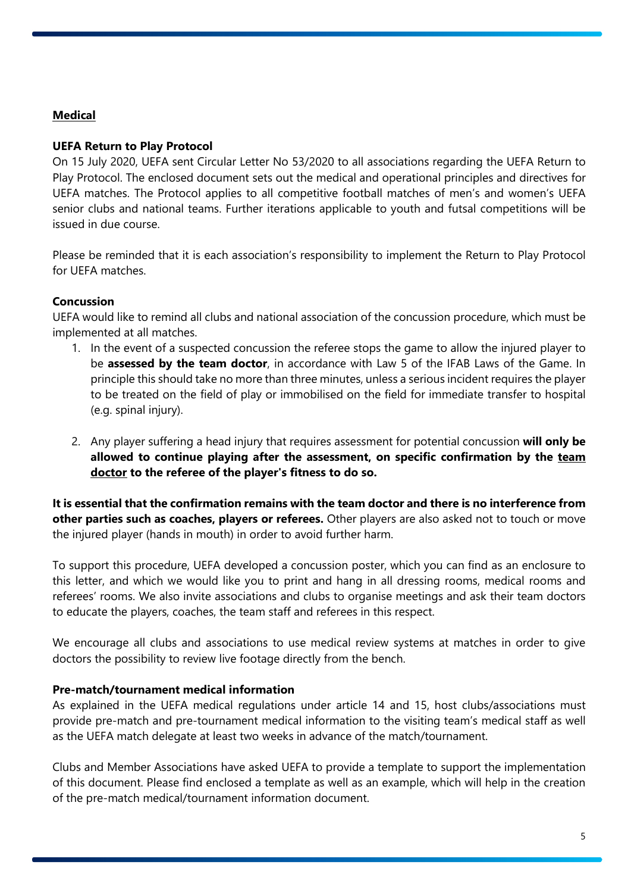**<u>Medical</u>**

**UEFA Return to Play Protocol**

On 15 July 2020, UEFA sent Circular Letter No 53/2020 to all associations regarding the UEFA Return to Play Protocol. The enclosed document sets out the medical and operational principles and directives for UEFA matches. The Protocol applies to all competitive football matches of men's and women's UEFA senior clubs and national teams. Further iterations applicable to youth and futsal competitions will be issued in due course.

Please be reminded that it is each association's responsibility to implement the Return to Play Protocol for UEFA matches.

**Concussion**

UEFA would like to remind all clubs and national association of the concussion procedure, which must be implemented at all matches.

1. In the event of a suspected concussion the referee stops the game to allow the injured player to be **assessed by the team doctor**, in accordance with Law 5 of the IFAB Laws of the Game. In principle this should take no more than three minutes, unless a serious incident requires the player to be treated on the field of play or immobilised on the field for immediate transfer to hospital (e.g. spinal injury).

2. Any player suffering a head injury that requires assessment for potential concussion **will only be allowed to continue playing after the assessment, on specific confirmation by the <u>team doctor</u> to the referee of the player's fitness to do so.**

**It is essential that the confirmation remains with the team doctor and there is no interference from other parties such as coaches, players or referees.** Other players are also asked not to touch or move the injured player (hands in mouth) in order to avoid further harm.

To support this procedure, UEFA developed a concussion poster, which you can find as an enclosure to this letter, and which we would like you to print and hang in all dressing rooms, medical rooms and referees' rooms. We also invite associations and clubs to organise meetings and ask their team doctors to educate the players, coaches, the team staff and referees in this respect.

We encourage all clubs and associations to use medical review systems at matches in order to give doctors the possibility to review live footage directly from the bench.

**Pre-match/tournament medical information**

As explained in the UEFA medical regulations under article 14 and 15, host clubs/associations must provide pre-match and pre-tournament medical information to the visiting team's medical staff as well as the UEFA match delegate at least two weeks in advance of the match/tournament.

Clubs and Member Associations have asked UEFA to provide a template to support the implementation of this document. Please find enclosed a template as well as an example, which will help in the creation of the pre-match medical/tournament information document.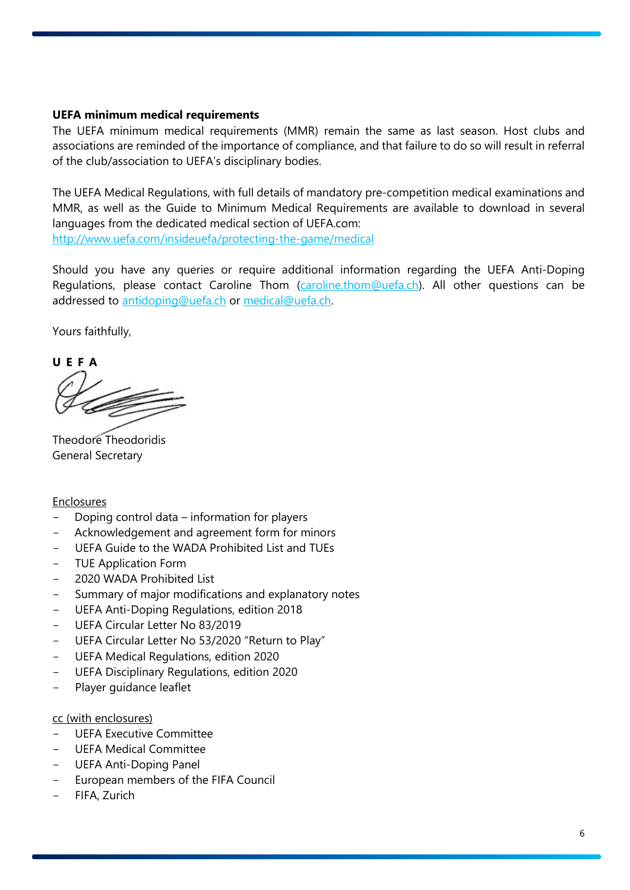**UEFA minimum medical requirements**

The UEFA minimum medical requirements (MMR) remain the same as last season. Host clubs and associations are reminded of the importance of compliance, and that failure to do so will result in referral of the club/association to UEFA's disciplinary bodies.

The UEFA Medical Regulations, with full details of mandatory pre-competition medical examinations and MMR, as well as the Guide to Minimum Medical Requirements are available to download in several languages from the dedicated medical section of UEFA.com:
http://www.uefa.com/insideuefa/protecting-the-game/medical

Should you have any queries or require additional information regarding the UEFA Anti-Doping Regulations, please contact Caroline Thom (caroline.thom@uefa.ch). All other questions can be addressed to antidoping@uefa.ch or medical@uefa.ch.

Yours faithfully,

**U E F A**

Theodore Theodoridis
General Secretary

Enclosures

- Doping control data – information for players
- Acknowledgement and agreement form for minors
- UEFA Guide to the WADA Prohibited List and TUEs
- TUE Application Form
- 2020 WADA Prohibited List
- Summary of major modifications and explanatory notes
- UEFA Anti-Doping Regulations, edition 2018
- UEFA Circular Letter No 83/2019
- UEFA Circular Letter No 53/2020 "Return to Play"
- UEFA Medical Regulations, edition 2020
- UEFA Disciplinary Regulations, edition 2020
- Player guidance leaflet

cc (with enclosures)

- UEFA Executive Committee
- UEFA Medical Committee
- UEFA Anti-Doping Panel
- European members of the FIFA Council
- FIFA, Zurich